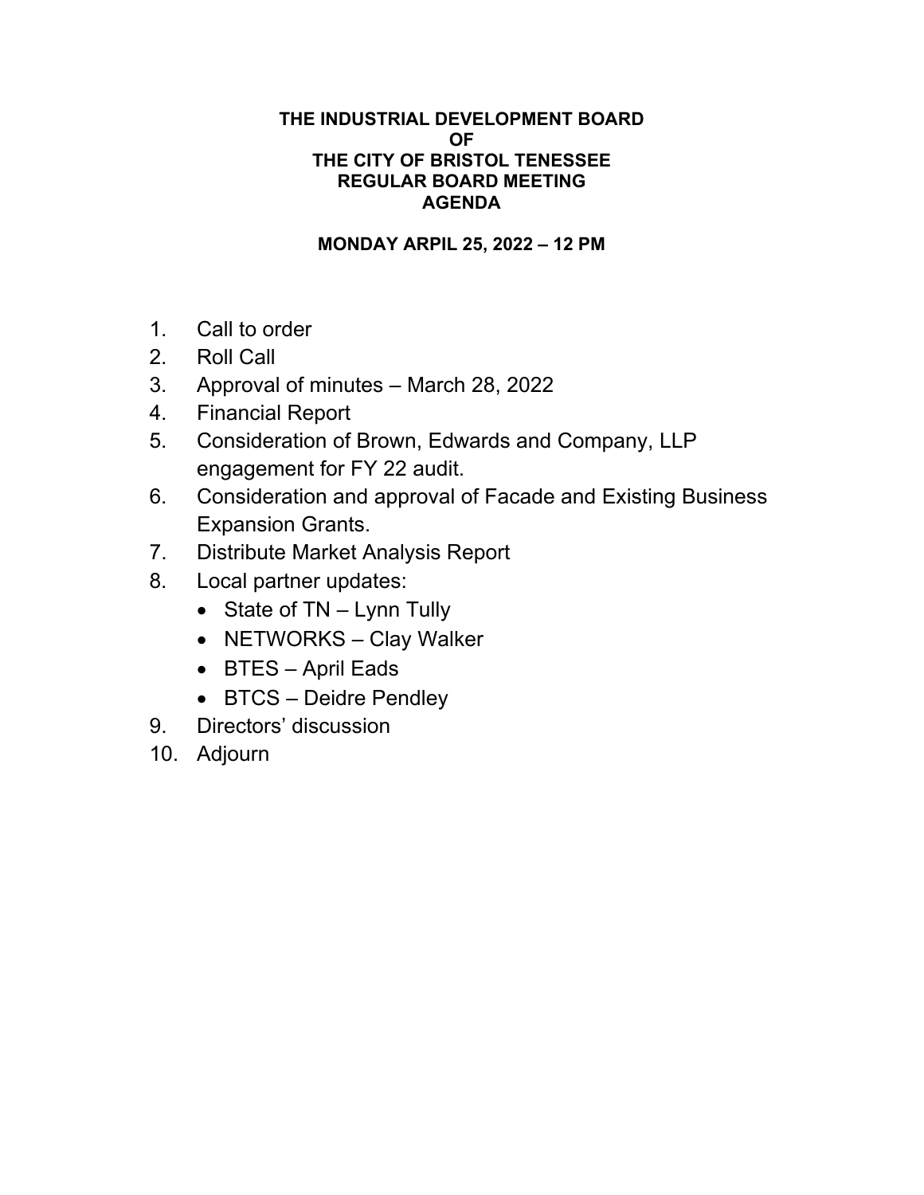# THE INDUSTRIAL DEVELOPMENT BOARD
# OF
# THE CITY OF BRISTOL TENESSEE
# REGULAR BOARD MEETING
# AGENDA

**MONDAY ARPIL 25, 2022 – 12 PM**

1. Call to order
2. Roll Call
3. Approval of minutes – March 28, 2022
4. Financial Report
5. Consideration of Brown, Edwards and Company, LLP engagement for FY 22 audit.
6. Consideration and approval of Facade and Existing Business Expansion Grants.
7. Distribute Market Analysis Report
8. Local partner updates:
   - State of TN – Lynn Tully
   - NETWORKS – Clay Walker
   - BTES – April Eads
   - BTCS – Deidre Pendley
9. Directors' discussion
10. Adjourn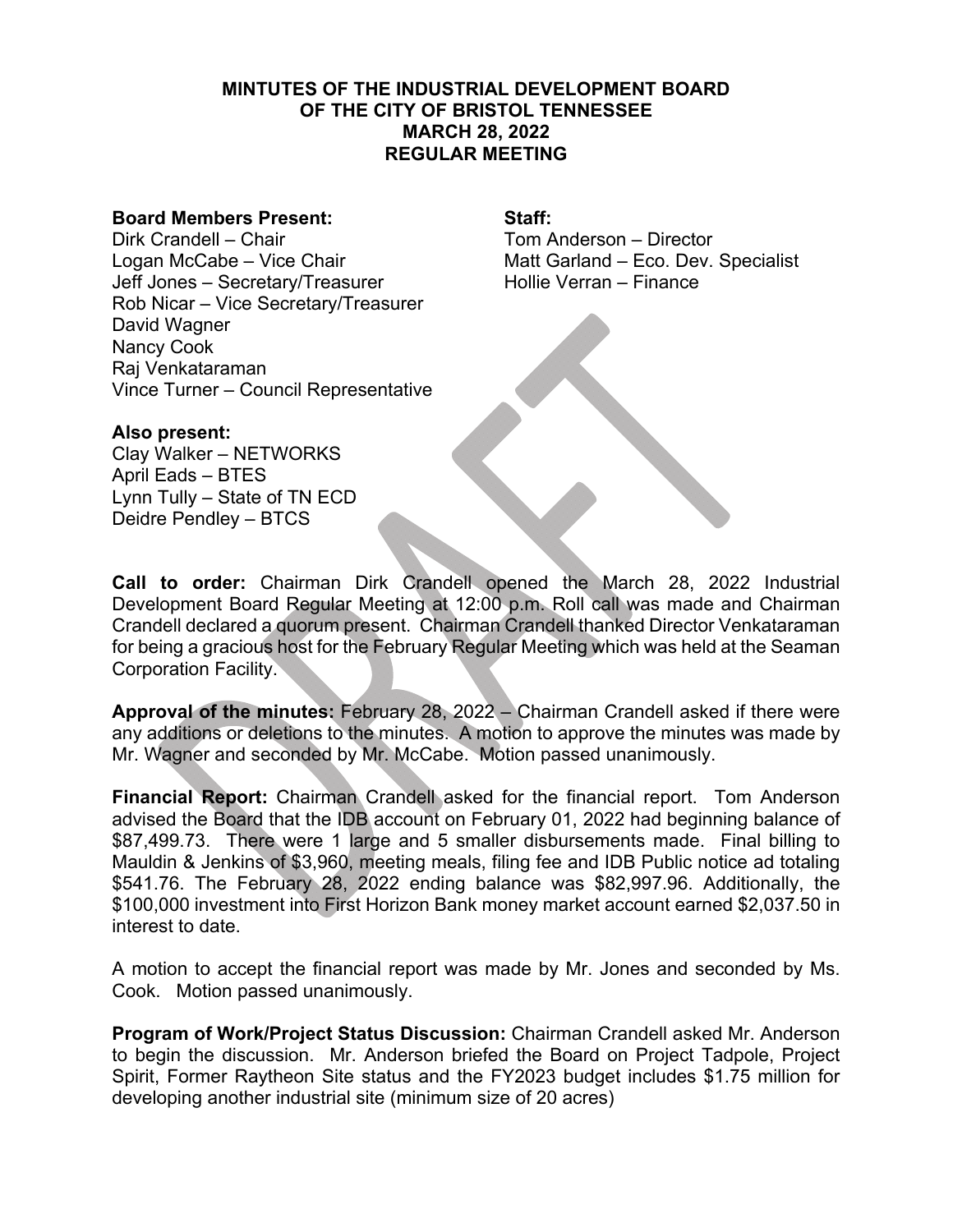**MINTUTES OF THE INDUSTRIAL DEVELOPMENT BOARD OF THE CITY OF BRISTOL TENNESSEE MARCH 28, 2022 REGULAR MEETING**

**Board Members Present:**
Dirk Crandell – Chair
Logan McCabe – Vice Chair
Jeff Jones – Secretary/Treasurer
Rob Nicar – Vice Secretary/Treasurer
David Wagner
Nancy Cook
Raj Venkataraman
Vince Turner – Council Representative

**Staff:**
Tom Anderson – Director
Matt Garland – Eco. Dev. Specialist
Hollie Verran – Finance

**Also present:**
Clay Walker – NETWORKS
April Eads – BTES
Lynn Tully – State of TN ECD
Deidre Pendley – BTCS

**Call to order:** Chairman Dirk Crandell opened the March 28, 2022 Industrial Development Board Regular Meeting at 12:00 p.m. Roll call was made and Chairman Crandell declared a quorum present. Chairman Crandell thanked Director Venkataraman for being a gracious host for the February Regular Meeting which was held at the Seaman Corporation Facility.

**Approval of the minutes:** February 28, 2022 – Chairman Crandell asked if there were any additions or deletions to the minutes. A motion to approve the minutes was made by Mr. Wagner and seconded by Mr. McCabe. Motion passed unanimously.

**Financial Report:** Chairman Crandell asked for the financial report. Tom Anderson advised the Board that the IDB account on February 01, 2022 had beginning balance of $87,499.73. There were 1 large and 5 smaller disbursements made. Final billing to Mauldin & Jenkins of $3,960, meeting meals, filing fee and IDB Public notice ad totaling $541.76. The February 28, 2022 ending balance was $82,997.96. Additionally, the $100,000 investment into First Horizon Bank money market account earned $2,037.50 in interest to date.

A motion to accept the financial report was made by Mr. Jones and seconded by Ms. Cook. Motion passed unanimously.

**Program of Work/Project Status Discussion:** Chairman Crandell asked Mr. Anderson to begin the discussion. Mr. Anderson briefed the Board on Project Tadpole, Project Spirit, Former Raytheon Site status and the FY2023 budget includes $1.75 million for developing another industrial site (minimum size of 20 acres)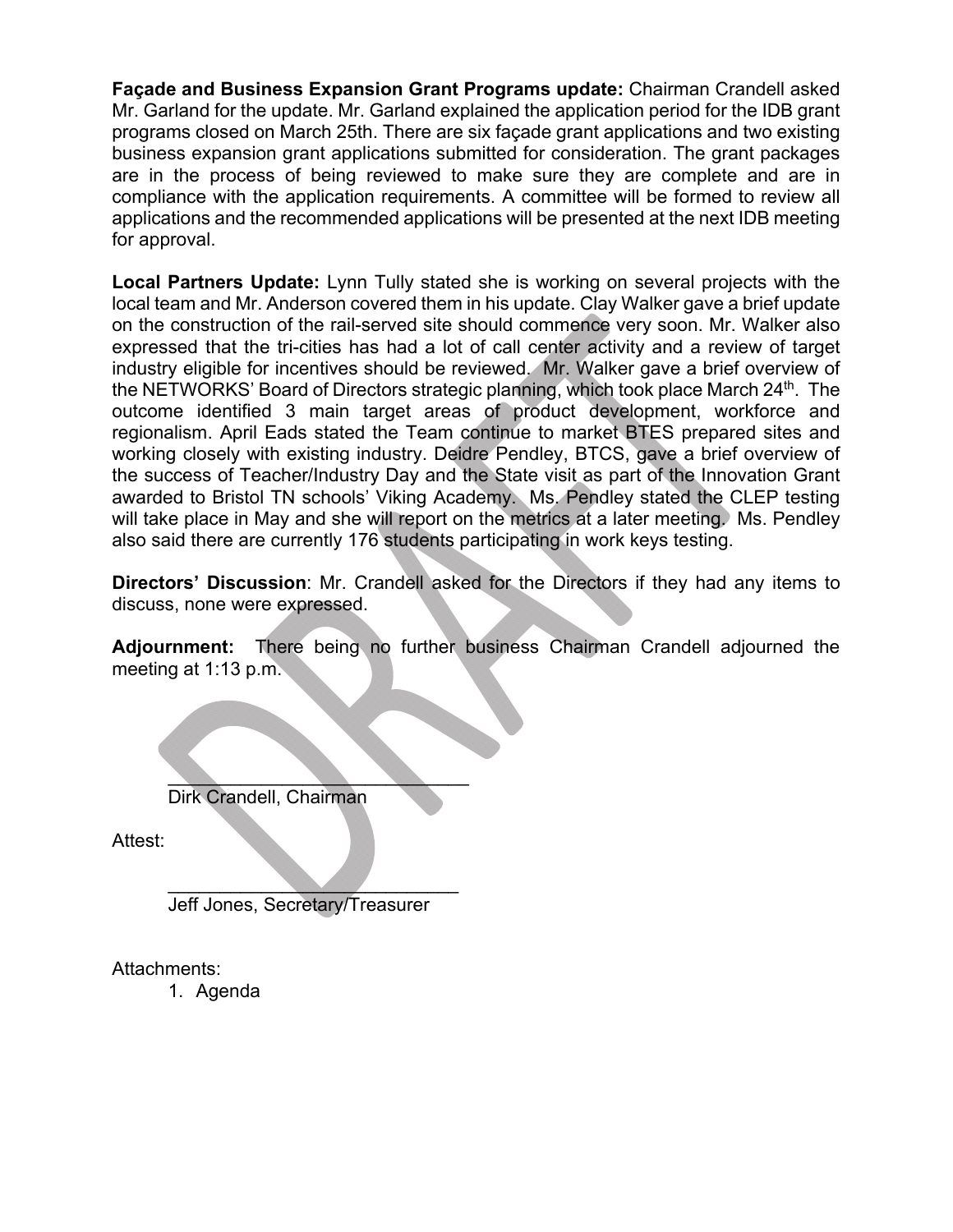**Façade and Business Expansion Grant Programs update:** Chairman Crandell asked Mr. Garland for the update. Mr. Garland explained the application period for the IDB grant programs closed on March 25th. There are six façade grant applications and two existing business expansion grant applications submitted for consideration. The grant packages are in the process of being reviewed to make sure they are complete and are in compliance with the application requirements. A committee will be formed to review all applications and the recommended applications will be presented at the next IDB meeting for approval.

**Local Partners Update:** Lynn Tully stated she is working on several projects with the local team and Mr. Anderson covered them in his update. Clay Walker gave a brief update on the construction of the rail-served site should commence very soon. Mr. Walker also expressed that the tri-cities has had a lot of call center activity and a review of target industry eligible for incentives should be reviewed. Mr. Walker gave a brief overview of the NETWORKS' Board of Directors strategic planning, which took place March 24th. The outcome identified 3 main target areas of product development, workforce and regionalism. April Eads stated the Team continue to market BTES prepared sites and working closely with existing industry. Deidre Pendley, BTCS, gave a brief overview of the success of Teacher/Industry Day and the State visit as part of the Innovation Grant awarded to Bristol TN schools' Viking Academy. Ms. Pendley stated the CLEP testing will take place in May and she will report on the metrics at a later meeting. Ms. Pendley also said there are currently 176 students participating in work keys testing.

**Directors' Discussion**: Mr. Crandell asked for the Directors if they had any items to discuss, none were expressed.

**Adjournment:** There being no further business Chairman Crandell adjourned the meeting at 1:13 p.m.

\_\_\_\_\_\_\_\_\_\_\_\_\_\_\_\_\_\_\_\_\_\_\_\_\_\_\_\_\_\_
Dirk Crandell, Chairman

Attest:

\_\_\_\_\_\_\_\_\_\_\_\_\_\_\_\_\_\_\_\_\_\_\_\_\_\_\_\_\_\_
Jeff Jones, Secretary/Treasurer

Attachments:

1. Agenda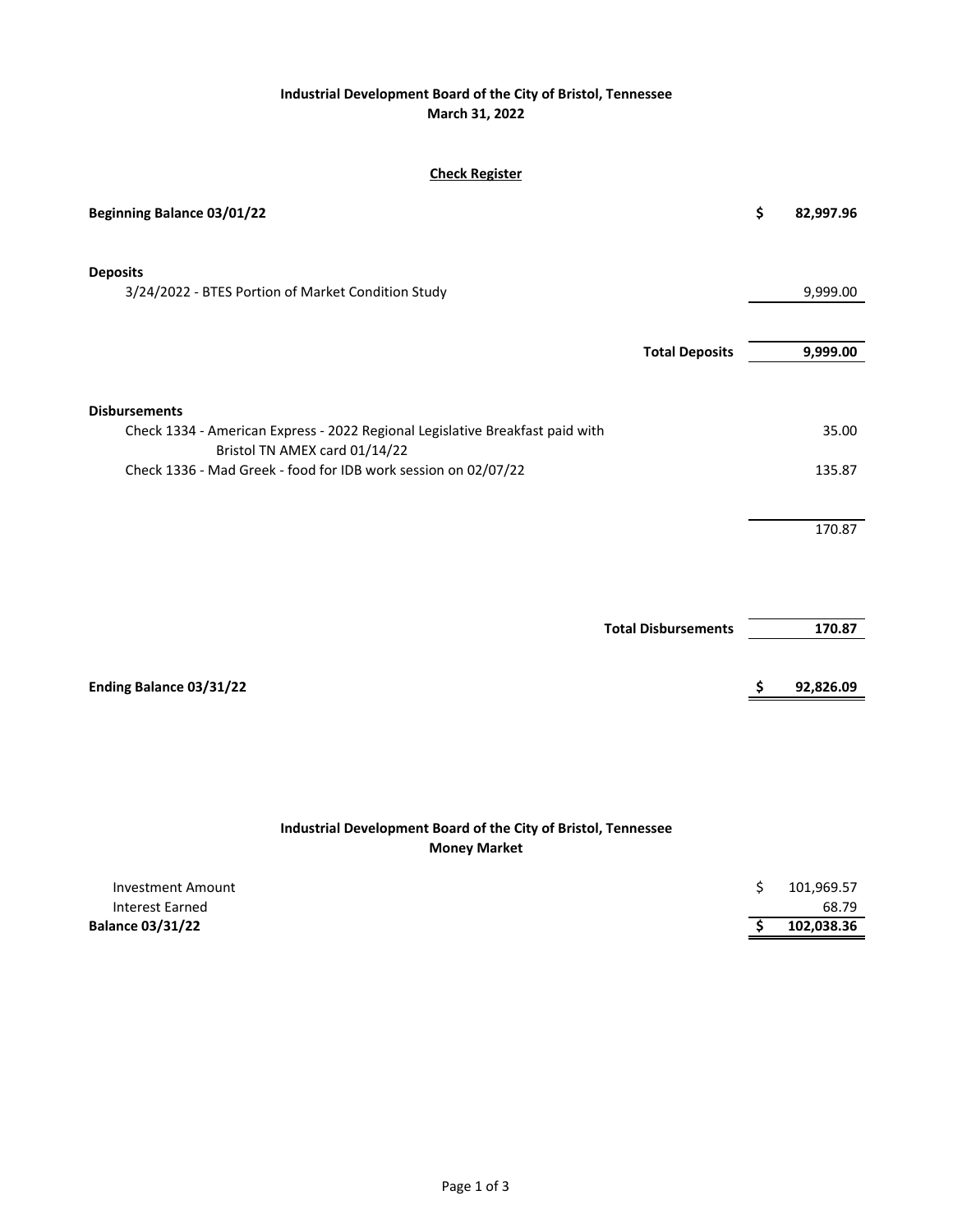**Industrial Development Board of the City of Bristol, Tennessee**
**March 31, 2022**

**Check Register**

| | | |
|---|---|---|
| **Beginning Balance 03/01/22** | **$** | **82,997.96** |
| | | |
| **Deposits** | | |
| 3/24/2022 - BTES Portion of Market Condition Study | | 9,999.00 |
| **Total Deposits** | | **9,999.00** |
| | | |
| **Disbursements** | | |
| Check 1334 - American Express - 2022 Regional Legislative Breakfast paid with Bristol TN AMEX card 01/14/22 | | 35.00 |
| Check 1336 - Mad Greek - food for IDB work session on 02/07/22 | | 135.87 |
| | | 170.87 |
| **Total Disbursements** | | **170.87** |
| | | |
| **Ending Balance 03/31/22** | **$** | **92,826.09** |

**Industrial Development Board of the City of Bristol, Tennessee**
**Money Market**

| | | |
|---|---|---|
| Investment Amount | $ | 101,969.57 |
| Interest Earned | | 68.79 |
| **Balance 03/31/22** | **$** | **102,038.36** |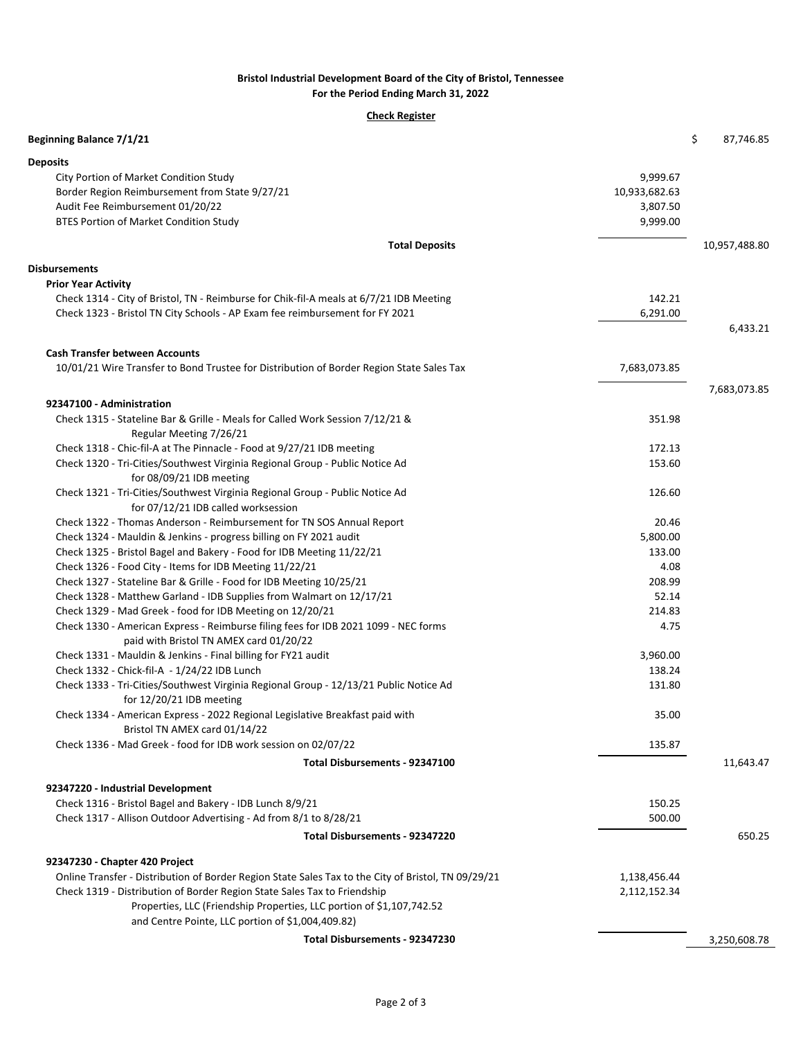**Bristol Industrial Development Board of the City of Bristol, Tennessee**
**For the Period Ending March 31, 2022**

**Check Register**

| Description | Amount | Total |
|---|---|---|
| **Beginning Balance 7/1/21** | | $ 87,746.85 |
| **Deposits** | | |
| City Portion of Market Condition Study | 9,999.67 | |
| Border Region Reimbursement from State 9/27/21 | 10,933,682.63 | |
| Audit Fee Reimbursement 01/20/22 | 3,807.50 | |
| BTES Portion of Market Condition Study | 9,999.00 | |
| **Total Deposits** | | 10,957,488.80 |
| **Disbursements** | | |
| **Prior Year Activity** | | |
| Check 1314 - City of Bristol, TN - Reimburse for Chik-fil-A meals at 6/7/21 IDB Meeting | 142.21 | |
| Check 1323 - Bristol TN City Schools - AP Exam fee reimbursement for FY 2021 | 6,291.00 | |
| | | 6,433.21 |
| **Cash Transfer between Accounts** | | |
| 10/01/21 Wire Transfer to Bond Trustee for Distribution of Border Region State Sales Tax | 7,683,073.85 | |
| | | 7,683,073.85 |
| **92347100 - Administration** | | |
| Check 1315 - Stateline Bar & Grille - Meals for Called Work Session 7/12/21 & Regular Meeting 7/26/21 | 351.98 | |
| Check 1318 - Chic-fil-A at The Pinnacle - Food at 9/27/21 IDB meeting | 172.13 | |
| Check 1320 - Tri-Cities/Southwest Virginia Regional Group - Public Notice Ad for 08/09/21 IDB meeting | 153.60 | |
| Check 1321 - Tri-Cities/Southwest Virginia Regional Group - Public Notice Ad for 07/12/21 IDB called worksession | 126.60 | |
| Check 1322 - Thomas Anderson - Reimbursement for TN SOS Annual Report | 20.46 | |
| Check 1324 - Mauldin & Jenkins - progress billing on FY 2021 audit | 5,800.00 | |
| Check 1325 - Bristol Bagel and Bakery - Food for IDB Meeting 11/22/21 | 133.00 | |
| Check 1326 - Food City - Items for IDB Meeting 11/22/21 | 4.08 | |
| Check 1327 - Stateline Bar & Grille - Food for IDB Meeting 10/25/21 | 208.99 | |
| Check 1328 - Matthew Garland - IDB Supplies from Walmart on 12/17/21 | 52.14 | |
| Check 1329 - Mad Greek - food for IDB Meeting on 12/20/21 | 214.83 | |
| Check 1330 - American Express - Reimburse filing fees for IDB 2021 1099 - NEC forms paid with Bristol TN AMEX card 01/20/22 | 4.75 | |
| Check 1331 - Mauldin & Jenkins - Final billing for FY21 audit | 3,960.00 | |
| Check 1332 - Chick-fil-A - 1/24/22 IDB Lunch | 138.24 | |
| Check 1333 - Tri-Cities/Southwest Virginia Regional Group - 12/13/21 Public Notice Ad for 12/20/21 IDB meeting | 131.80 | |
| Check 1334 - American Express - 2022 Regional Legislative Breakfast paid with Bristol TN AMEX card 01/14/22 | 35.00 | |
| Check 1336 - Mad Greek - food for IDB work session on 02/07/22 | 135.87 | |
| **Total Disbursements - 92347100** | | 11,643.47 |
| **92347220 - Industrial Development** | | |
| Check 1316 - Bristol Bagel and Bakery - IDB Lunch 8/9/21 | 150.25 | |
| Check 1317 - Allison Outdoor Advertising - Ad from 8/1 to 8/28/21 | 500.00 | |
| **Total Disbursements - 92347220** | | 650.25 |
| **92347230 - Chapter 420 Project** | | |
| Online Transfer - Distribution of Border Region State Sales Tax to the City of Bristol, TN 09/29/21 | 1,138,456.44 | |
| Check 1319 - Distribution of Border Region State Sales Tax to Friendship Properties, LLC (Friendship Properties, LLC portion of $1,107,742.52 and Centre Pointe, LLC portion of $1,004,409.82) | 2,112,152.34 | |
| **Total Disbursements - 92347230** | | 3,250,608.78 |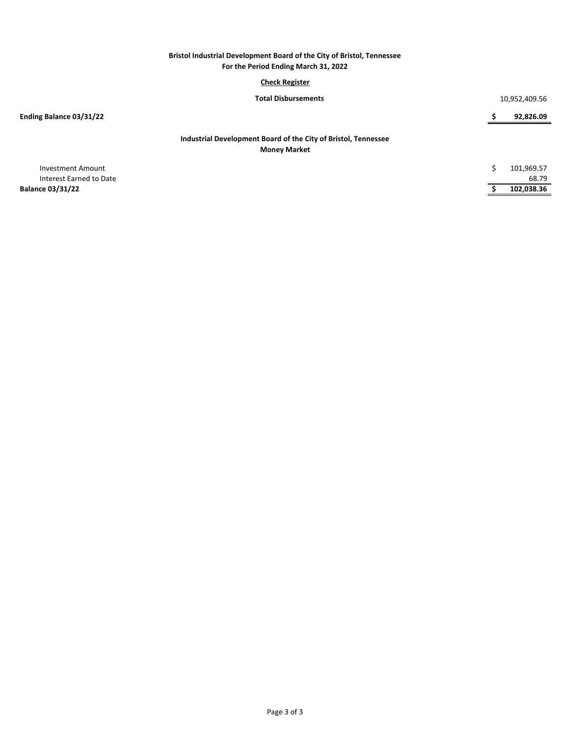**Bristol Industrial Development Board of the City of Bristol, Tennessee**
**For the Period Ending March 31, 2022**

**Check Register**

| | |
|---|---|
| **Total Disbursements** | 10,952,409.56 |
| **Ending Balance 03/31/22** | **$ 92,826.09** |

**Industrial Development Board of the City of Bristol, Tennessee**
**Money Market**

| | |
|---|---|
| Investment Amount | $ 101,969.57 |
| Interest Earned to Date | 68.79 |
| **Balance 03/31/22** | **$ 102,038.36** |